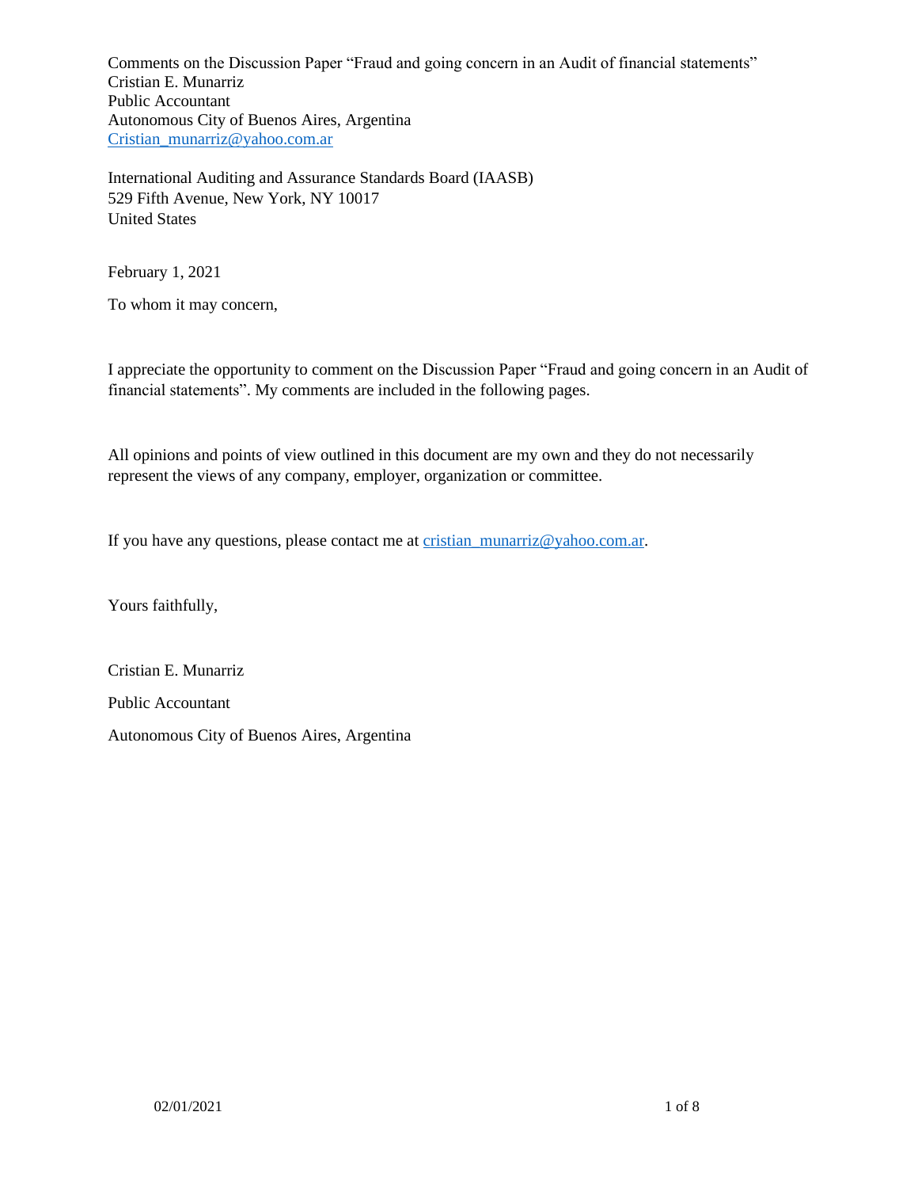Comments on the Discussion Paper "Fraud and going concern in an Audit of financial statements"
Cristian E. Munarriz
Public Accountant
Autonomous City of Buenos Aires, Argentina
Cristian_munarriz@yahoo.com.ar

International Auditing and Assurance Standards Board (IAASB)
529 Fifth Avenue, New York, NY 10017
United States

February 1, 2021

To whom it may concern,

I appreciate the opportunity to comment on the Discussion Paper "Fraud and going concern in an Audit of financial statements". My comments are included in the following pages.

All opinions and points of view outlined in this document are my own and they do not necessarily represent the views of any company, employer, organization or committee.

If you have any questions, please contact me at cristian_munarriz@yahoo.com.ar.

Yours faithfully,

Cristian E. Munarriz

Public Accountant

Autonomous City of Buenos Aires, Argentina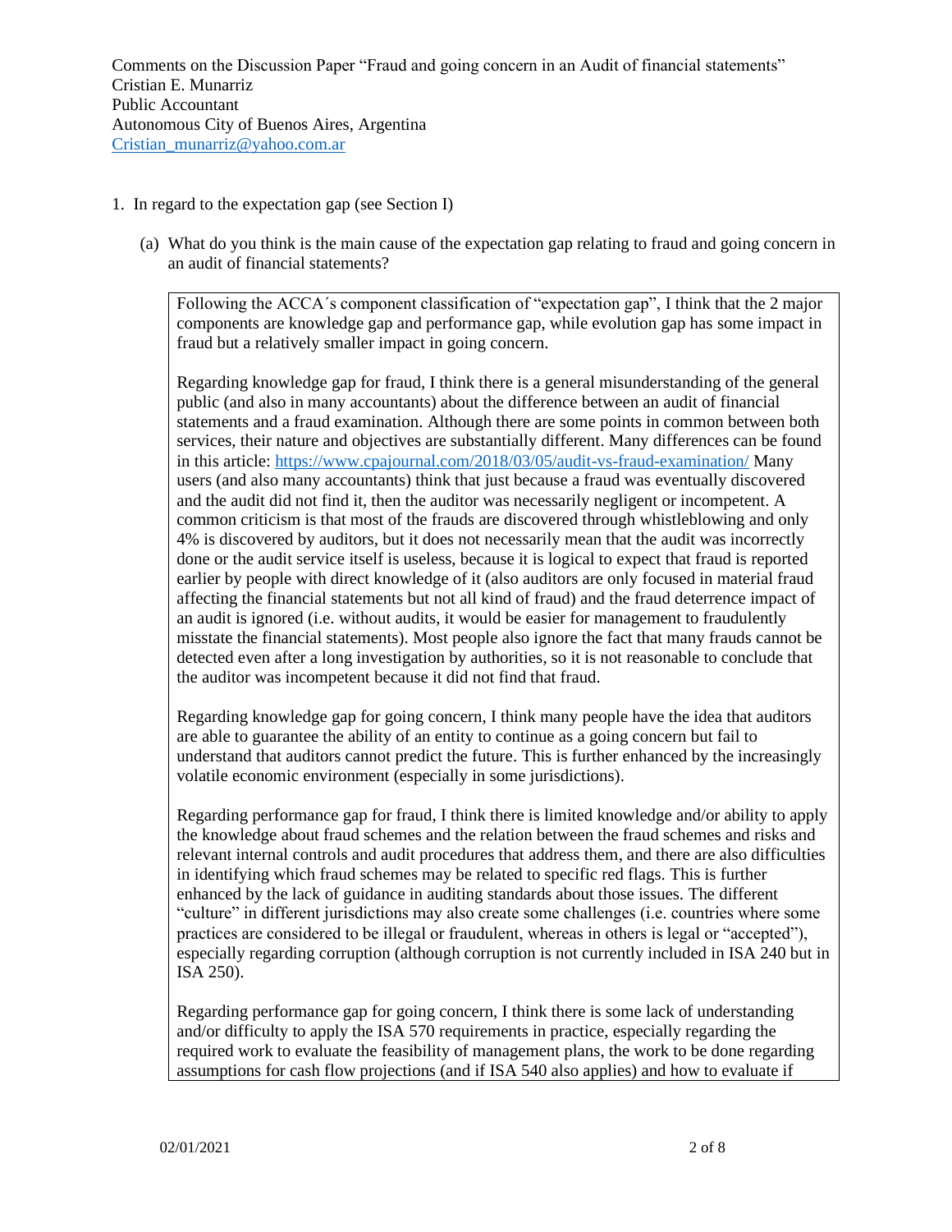Comments on the Discussion Paper "Fraud and going concern in an Audit of financial statements"
Cristian E. Munarriz
Public Accountant
Autonomous City of Buenos Aires, Argentina
Cristian_munarriz@yahoo.com.ar

1. In regard to the expectation gap (see Section I)

   (a) What do you think is the main cause of the expectation gap relating to fraud and going concern in an audit of financial statements?

Following the ACCA´s component classification of "expectation gap", I think that the 2 major components are knowledge gap and performance gap, while evolution gap has some impact in fraud but a relatively smaller impact in going concern.

Regarding knowledge gap for fraud, I think there is a general misunderstanding of the general public (and also in many accountants) about the difference between an audit of financial statements and a fraud examination. Although there are some points in common between both services, their nature and objectives are substantially different. Many differences can be found in this article: https://www.cpajournal.com/2018/03/05/audit-vs-fraud-examination/ Many users (and also many accountants) think that just because a fraud was eventually discovered and the audit did not find it, then the auditor was necessarily negligent or incompetent. A common criticism is that most of the frauds are discovered through whistleblowing and only 4% is discovered by auditors, but it does not necessarily mean that the audit was incorrectly done or the audit service itself is useless, because it is logical to expect that fraud is reported earlier by people with direct knowledge of it (also auditors are only focused in material fraud affecting the financial statements but not all kind of fraud) and the fraud deterrence impact of an audit is ignored (i.e. without audits, it would be easier for management to fraudulently misstate the financial statements). Most people also ignore the fact that many frauds cannot be detected even after a long investigation by authorities, so it is not reasonable to conclude that the auditor was incompetent because it did not find that fraud.

Regarding knowledge gap for going concern, I think many people have the idea that auditors are able to guarantee the ability of an entity to continue as a going concern but fail to understand that auditors cannot predict the future. This is further enhanced by the increasingly volatile economic environment (especially in some jurisdictions).

Regarding performance gap for fraud, I think there is limited knowledge and/or ability to apply the knowledge about fraud schemes and the relation between the fraud schemes and risks and relevant internal controls and audit procedures that address them, and there are also difficulties in identifying which fraud schemes may be related to specific red flags. This is further enhanced by the lack of guidance in auditing standards about those issues. The different "culture" in different jurisdictions may also create some challenges (i.e. countries where some practices are considered to be illegal or fraudulent, whereas in others is legal or "accepted"), especially regarding corruption (although corruption is not currently included in ISA 240 but in ISA 250).

Regarding performance gap for going concern, I think there is some lack of understanding and/or difficulty to apply the ISA 570 requirements in practice, especially regarding the required work to evaluate the feasibility of management plans, the work to be done regarding assumptions for cash flow projections (and if ISA 540 also applies) and how to evaluate if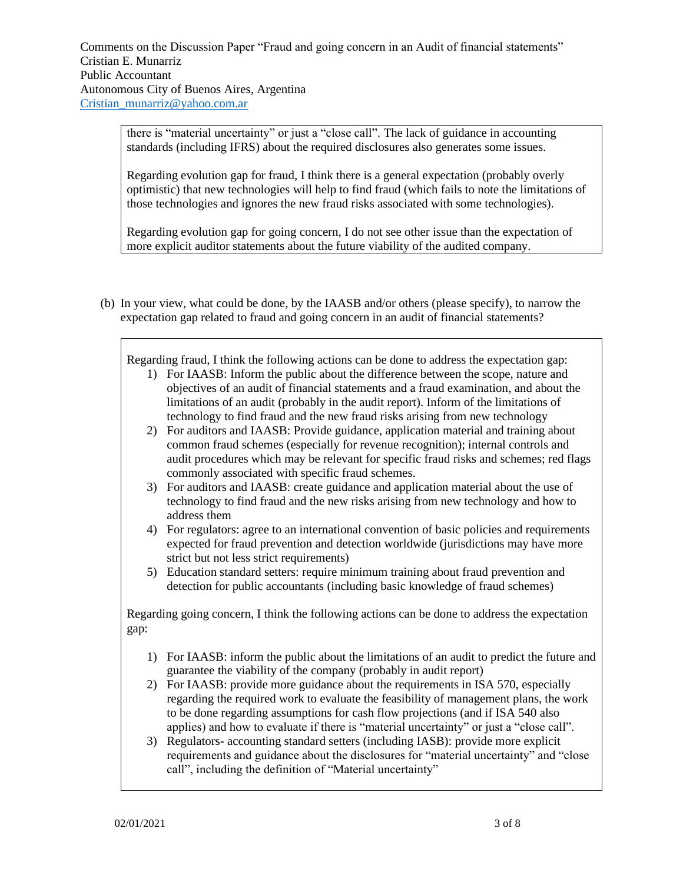there is "material uncertainty" or just a "close call". The lack of guidance in accounting standards (including IFRS) about the required disclosures also generates some issues.

Regarding evolution gap for fraud, I think there is a general expectation (probably overly optimistic) that new technologies will help to find fraud (which fails to note the limitations of those technologies and ignores the new fraud risks associated with some technologies).

Regarding evolution gap for going concern, I do not see other issue than the expectation of more explicit auditor statements about the future viability of the audited company.

(b) In your view, what could be done, by the IAASB and/or others (please specify), to narrow the expectation gap related to fraud and going concern in an audit of financial statements?

Regarding fraud, I think the following actions can be done to address the expectation gap:

1) For IAASB: Inform the public about the difference between the scope, nature and objectives of an audit of financial statements and a fraud examination, and about the limitations of an audit (probably in the audit report). Inform of the limitations of technology to find fraud and the new fraud risks arising from new technology
2) For auditors and IAASB: Provide guidance, application material and training about common fraud schemes (especially for revenue recognition); internal controls and audit procedures which may be relevant for specific fraud risks and schemes; red flags commonly associated with specific fraud schemes.
3) For auditors and IAASB: create guidance and application material about the use of technology to find fraud and the new risks arising from new technology and how to address them
4) For regulators: agree to an international convention of basic policies and requirements expected for fraud prevention and detection worldwide (jurisdictions may have more strict but not less strict requirements)
5) Education standard setters: require minimum training about fraud prevention and detection for public accountants (including basic knowledge of fraud schemes)

Regarding going concern, I think the following actions can be done to address the expectation gap:

1) For IAASB: inform the public about the limitations of an audit to predict the future and guarantee the viability of the company (probably in audit report)
2) For IAASB: provide more guidance about the requirements in ISA 570, especially regarding the required work to evaluate the feasibility of management plans, the work to be done regarding assumptions for cash flow projections (and if ISA 540 also applies) and how to evaluate if there is "material uncertainty" or just a "close call".
3) Regulators- accounting standard setters (including IASB): provide more explicit requirements and guidance about the disclosures for "material uncertainty" and "close call", including the definition of "Material uncertainty"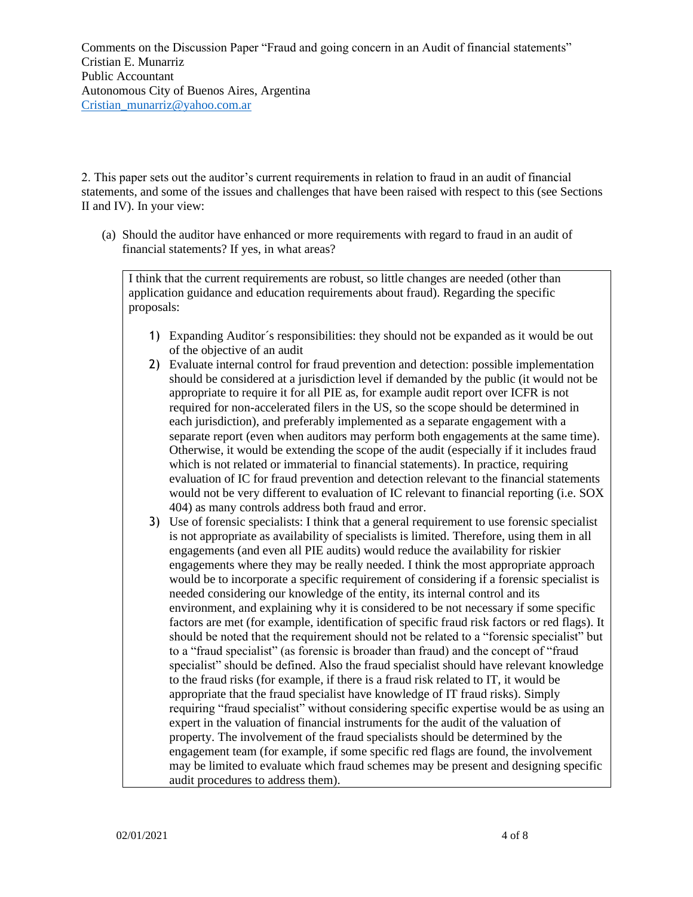Comments on the Discussion Paper "Fraud and going concern in an Audit of financial statements"
Cristian E. Munarriz
Public Accountant
Autonomous City of Buenos Aires, Argentina
Cristian_munarriz@yahoo.com.ar

2. This paper sets out the auditor's current requirements in relation to fraud in an audit of financial statements, and some of the issues and challenges that have been raised with respect to this (see Sections II and IV). In your view:

(a) Should the auditor have enhanced or more requirements with regard to fraud in an audit of financial statements? If yes, in what areas?

I think that the current requirements are robust, so little changes are needed (other than application guidance and education requirements about fraud). Regarding the specific proposals:

1) Expanding Auditor´s responsibilities: they should not be expanded as it would be out of the objective of an audit
2) Evaluate internal control for fraud prevention and detection: possible implementation should be considered at a jurisdiction level if demanded by the public (it would not be appropriate to require it for all PIE as, for example audit report over ICFR is not required for non-accelerated filers in the US, so the scope should be determined in each jurisdiction), and preferably implemented as a separate engagement with a separate report (even when auditors may perform both engagements at the same time). Otherwise, it would be extending the scope of the audit (especially if it includes fraud which is not related or immaterial to financial statements). In practice, requiring evaluation of IC for fraud prevention and detection relevant to the financial statements would not be very different to evaluation of IC relevant to financial reporting (i.e. SOX 404) as many controls address both fraud and error.
3) Use of forensic specialists: I think that a general requirement to use forensic specialist is not appropriate as availability of specialists is limited. Therefore, using them in all engagements (and even all PIE audits) would reduce the availability for riskier engagements where they may be really needed. I think the most appropriate approach would be to incorporate a specific requirement of considering if a forensic specialist is needed considering our knowledge of the entity, its internal control and its environment, and explaining why it is considered to be not necessary if some specific factors are met (for example, identification of specific fraud risk factors or red flags). It should be noted that the requirement should not be related to a "forensic specialist" but to a "fraud specialist" (as forensic is broader than fraud) and the concept of "fraud specialist" should be defined. Also the fraud specialist should have relevant knowledge to the fraud risks (for example, if there is a fraud risk related to IT, it would be appropriate that the fraud specialist have knowledge of IT fraud risks). Simply requiring "fraud specialist" without considering specific expertise would be as using an expert in the valuation of financial instruments for the audit of the valuation of property. The involvement of the fraud specialists should be determined by the engagement team (for example, if some specific red flags are found, the involvement may be limited to evaluate which fraud schemes may be present and designing specific audit procedures to address them).

02/01/2021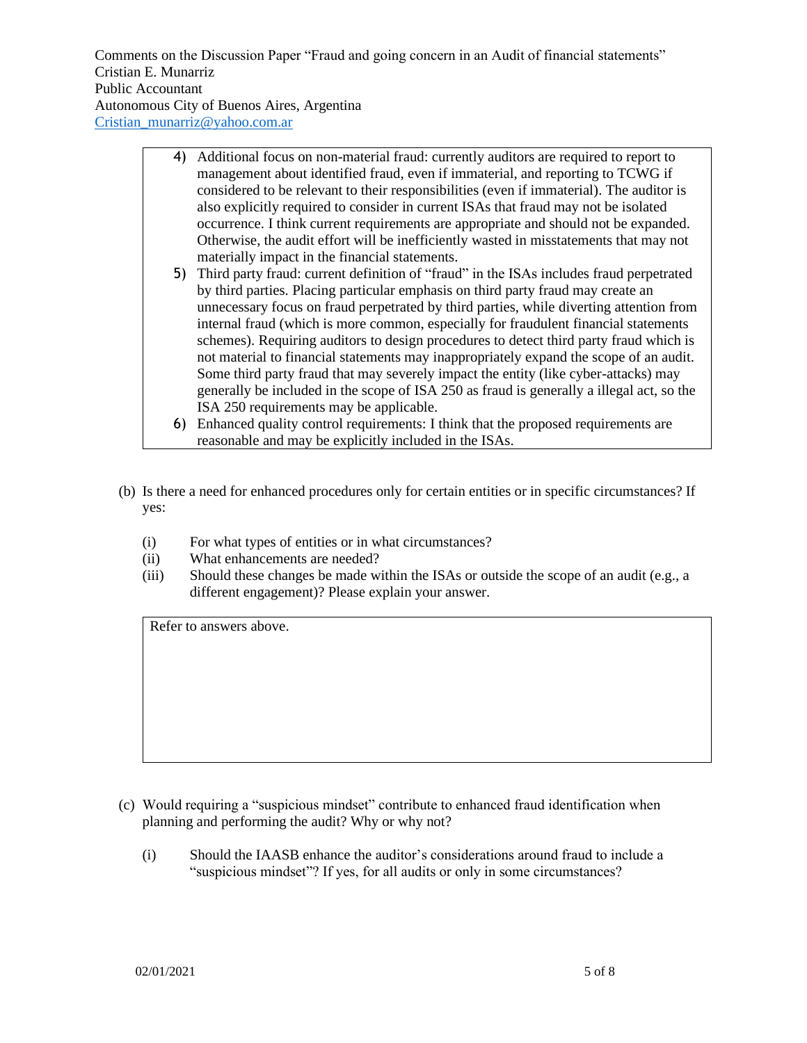4) Additional focus on non-material fraud: currently auditors are required to report to management about identified fraud, even if immaterial, and reporting to TCWG if considered to be relevant to their responsibilities (even if immaterial). The auditor is also explicitly required to consider in current ISAs that fraud may not be isolated occurrence. I think current requirements are appropriate and should not be expanded. Otherwise, the audit effort will be inefficiently wasted in misstatements that may not materially impact in the financial statements.
5) Third party fraud: current definition of "fraud" in the ISAs includes fraud perpetrated by third parties. Placing particular emphasis on third party fraud may create an unnecessary focus on fraud perpetrated by third parties, while diverting attention from internal fraud (which is more common, especially for fraudulent financial statements schemes). Requiring auditors to design procedures to detect third party fraud which is not material to financial statements may inappropriately expand the scope of an audit. Some third party fraud that may severely impact the entity (like cyber-attacks) may generally be included in the scope of ISA 250 as fraud is generally a illegal act, so the ISA 250 requirements may be applicable.
6) Enhanced quality control requirements: I think that the proposed requirements are reasonable and may be explicitly included in the ISAs.

(b) Is there a need for enhanced procedures only for certain entities or in specific circumstances? If yes:

- (i) For what types of entities or in what circumstances?
- (ii) What enhancements are needed?
- (iii) Should these changes be made within the ISAs or outside the scope of an audit (e.g., a different engagement)? Please explain your answer.

Refer to answers above.

(c) Would requiring a "suspicious mindset" contribute to enhanced fraud identification when planning and performing the audit? Why or why not?

- (i) Should the IAASB enhance the auditor's considerations around fraud to include a "suspicious mindset"? If yes, for all audits or only in some circumstances?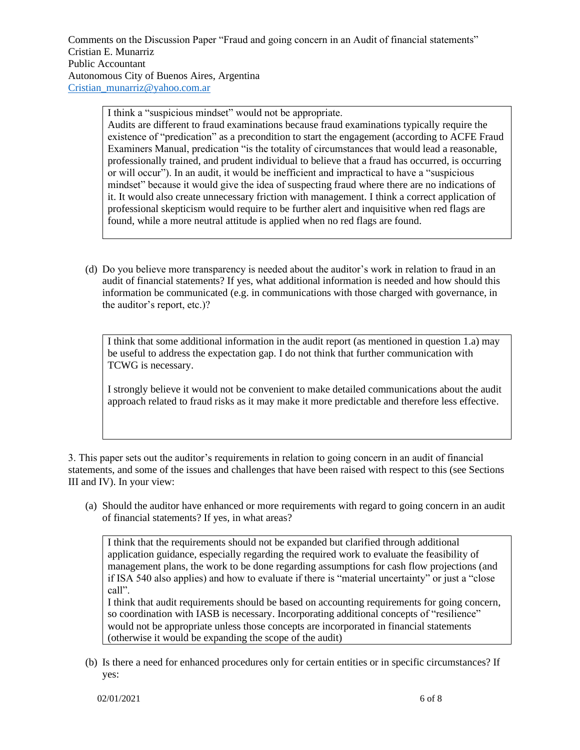Comments on the Discussion Paper "Fraud and going concern in an Audit of financial statements"
Cristian E. Munarriz
Public Accountant
Autonomous City of Buenos Aires, Argentina
Cristian_munarriz@yahoo.com.ar

> I think a "suspicious mindset" would not be appropriate.
> Audits are different to fraud examinations because fraud examinations typically require the existence of "predication" as a precondition to start the engagement (according to ACFE Fraud Examiners Manual, predication "is the totality of circumstances that would lead a reasonable, professionally trained, and prudent individual to believe that a fraud has occurred, is occurring or will occur"). In an audit, it would be inefficient and impractical to have a "suspicious mindset" because it would give the idea of suspecting fraud where there are no indications of it. It would also create unnecessary friction with management. I think a correct application of professional skepticism would require to be further alert and inquisitive when red flags are found, while a more neutral attitude is applied when no red flags are found.

(d) Do you believe more transparency is needed about the auditor's work in relation to fraud in an audit of financial statements? If yes, what additional information is needed and how should this information be communicated (e.g. in communications with those charged with governance, in the auditor's report, etc.)?

> I think that some additional information in the audit report (as mentioned in question 1.a) may be useful to address the expectation gap. I do not think that further communication with TCWG is necessary.
>
> I strongly believe it would not be convenient to make detailed communications about the audit approach related to fraud risks as it may make it more predictable and therefore less effective.

3. This paper sets out the auditor's requirements in relation to going concern in an audit of financial statements, and some of the issues and challenges that have been raised with respect to this (see Sections III and IV). In your view:

(a) Should the auditor have enhanced or more requirements with regard to going concern in an audit of financial statements? If yes, in what areas?

> I think that the requirements should not be expanded but clarified through additional application guidance, especially regarding the required work to evaluate the feasibility of management plans, the work to be done regarding assumptions for cash flow projections (and if ISA 540 also applies) and how to evaluate if there is "material uncertainty" or just a "close call".
> I think that audit requirements should be based on accounting requirements for going concern, so coordination with IASB is necessary. Incorporating additional concepts of "resilience" would not be appropriate unless those concepts are incorporated in financial statements (otherwise it would be expanding the scope of the audit)

(b) Is there a need for enhanced procedures only for certain entities or in specific circumstances? If yes: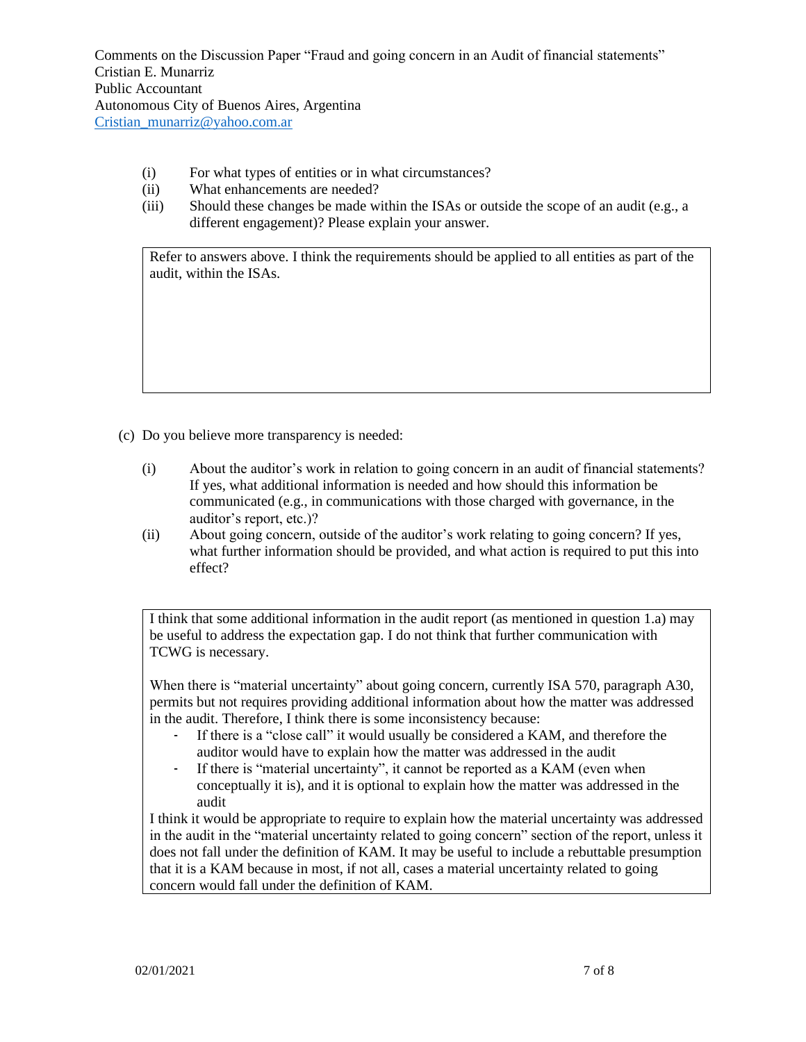(i) For what types of entities or in what circumstances?
(ii) What enhancements are needed?
(iii) Should these changes be made within the ISAs or outside the scope of an audit (e.g., a different engagement)? Please explain your answer.

> Refer to answers above. I think the requirements should be applied to all entities as part of the audit, within the ISAs.

(c) Do you believe more transparency is needed:

(i) About the auditor's work in relation to going concern in an audit of financial statements? If yes, what additional information is needed and how should this information be communicated (e.g., in communications with those charged with governance, in the auditor's report, etc.)?
(ii) About going concern, outside of the auditor's work relating to going concern? If yes, what further information should be provided, and what action is required to put this into effect?

> I think that some additional information in the audit report (as mentioned in question 1.a) may be useful to address the expectation gap. I do not think that further communication with TCWG is necessary.
>
> When there is "material uncertainty" about going concern, currently ISA 570, paragraph A30, permits but not requires providing additional information about how the matter was addressed in the audit. Therefore, I think there is some inconsistency because:
>
> - If there is a "close call" it would usually be considered a KAM, and therefore the auditor would have to explain how the matter was addressed in the audit
> - If there is "material uncertainty", it cannot be reported as a KAM (even when conceptually it is), and it is optional to explain how the matter was addressed in the audit
>
> I think it would be appropriate to require to explain how the material uncertainty was addressed in the audit in the "material uncertainty related to going concern" section of the report, unless it does not fall under the definition of KAM. It may be useful to include a rebuttable presumption that it is a KAM because in most, if not all, cases a material uncertainty related to going concern would fall under the definition of KAM.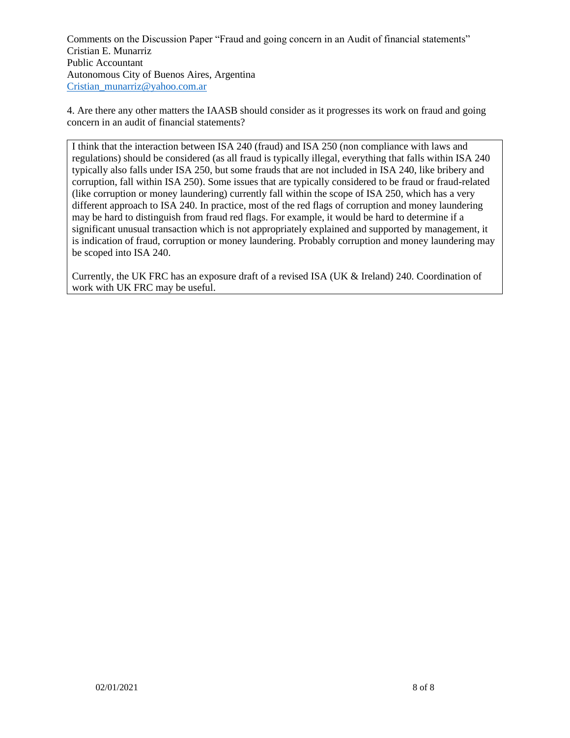Comments on the Discussion Paper "Fraud and going concern in an Audit of financial statements"
Cristian E. Munarriz
Public Accountant
Autonomous City of Buenos Aires, Argentina
Cristian_munarriz@yahoo.com.ar

4. Are there any other matters the IAASB should consider as it progresses its work on fraud and going concern in an audit of financial statements?

I think that the interaction between ISA 240 (fraud) and ISA 250 (non compliance with laws and regulations) should be considered (as all fraud is typically illegal, everything that falls within ISA 240 typically also falls under ISA 250, but some frauds that are not included in ISA 240, like bribery and corruption, fall within ISA 250). Some issues that are typically considered to be fraud or fraud-related (like corruption or money laundering) currently fall within the scope of ISA 250, which has a very different approach to ISA 240. In practice, most of the red flags of corruption and money laundering may be hard to distinguish from fraud red flags. For example, it would be hard to determine if a significant unusual transaction which is not appropriately explained and supported by management, it is indication of fraud, corruption or money laundering. Probably corruption and money laundering may be scoped into ISA 240.

Currently, the UK FRC has an exposure draft of a revised ISA (UK & Ireland) 240. Coordination of work with UK FRC may be useful.

02/01/2021